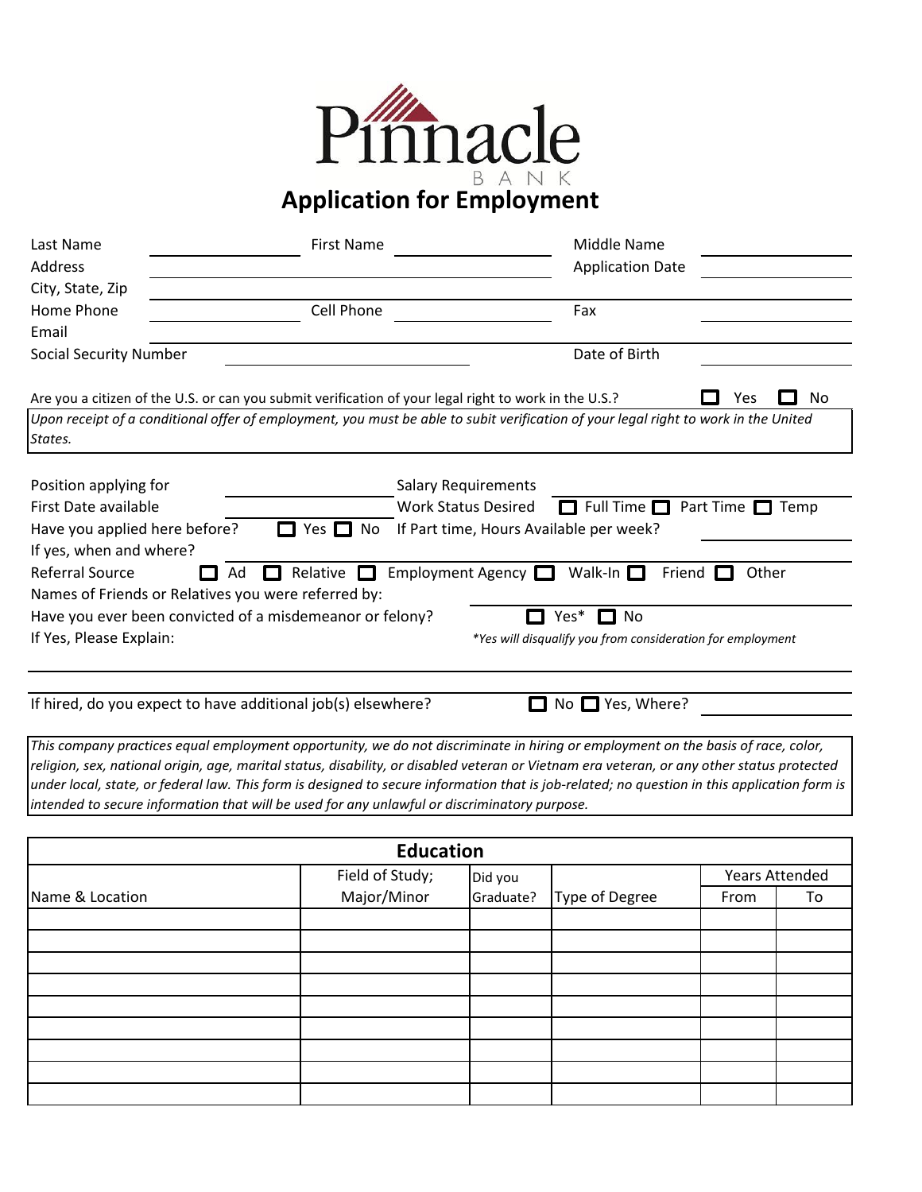Pinnacle

BANK

# Application for Employment

Last Name ____________ First Name ____________ Middle Name ____________

Address ____________ Application Date ____________

City, State, Zip ____________

Home Phone ____________ Cell Phone ____________ Fax ____________

Email ____________

Social Security Number ____________ Date of Birth ____________

Are you a citizen of the U.S. or can you submit verification of your legal right to work in the U.S.? ☐ Yes ☐ No

*Upon receipt of a conditional offer of employment, you must be able to subit verification of your legal right to work in the United States.*

Position applying for ____________ Salary Requirements ____________

First Date available ____________ Work Status Desired ☐ Full Time ☐ Part Time ☐ Temp

Have you applied here before? ☐ Yes ☐ No If Part time, Hours Available per week? ____________

If yes, when and where? ____________

Referral Source ☐ Ad ☐ Relative ☐ Employment Agency ☐ Walk-In ☐ Friend ☐ Other

Names of Friends or Relatives you were referred by: ____________

Have you ever been convicted of a misdemeanor or felony? ☐ Yes* ☐ No

If Yes, Please Explain: *\*Yes will disqualify you from consideration for employment*

____________

If hired, do you expect to have additional job(s) elsewhere? ☐ No ☐ Yes, Where? ____________

*This company practices equal employment opportunity, we do not discriminate in hiring or employment on the basis of race, color, religion, sex, national origin, age, marital status, disability, or disabled veteran or Vietnam era veteran, or any other status protected under local, state, or federal law. This form is designed to secure information that is job-related; no question in this application form is intended to secure information that will be used for any unlawful or discriminatory purpose.*

## Education

| Name & Location | Field of Study; Major/Minor | Did you Graduate? | Type of Degree | Years Attended | |
|---|---|---|---|---|---|
| | | | | From | To |
| | | | | | |
| | | | | | |
| | | | | | |
| | | | | | |
| | | | | | |
| | | | | | |
| | | | | | |
| | | | | | |
| | | | | | |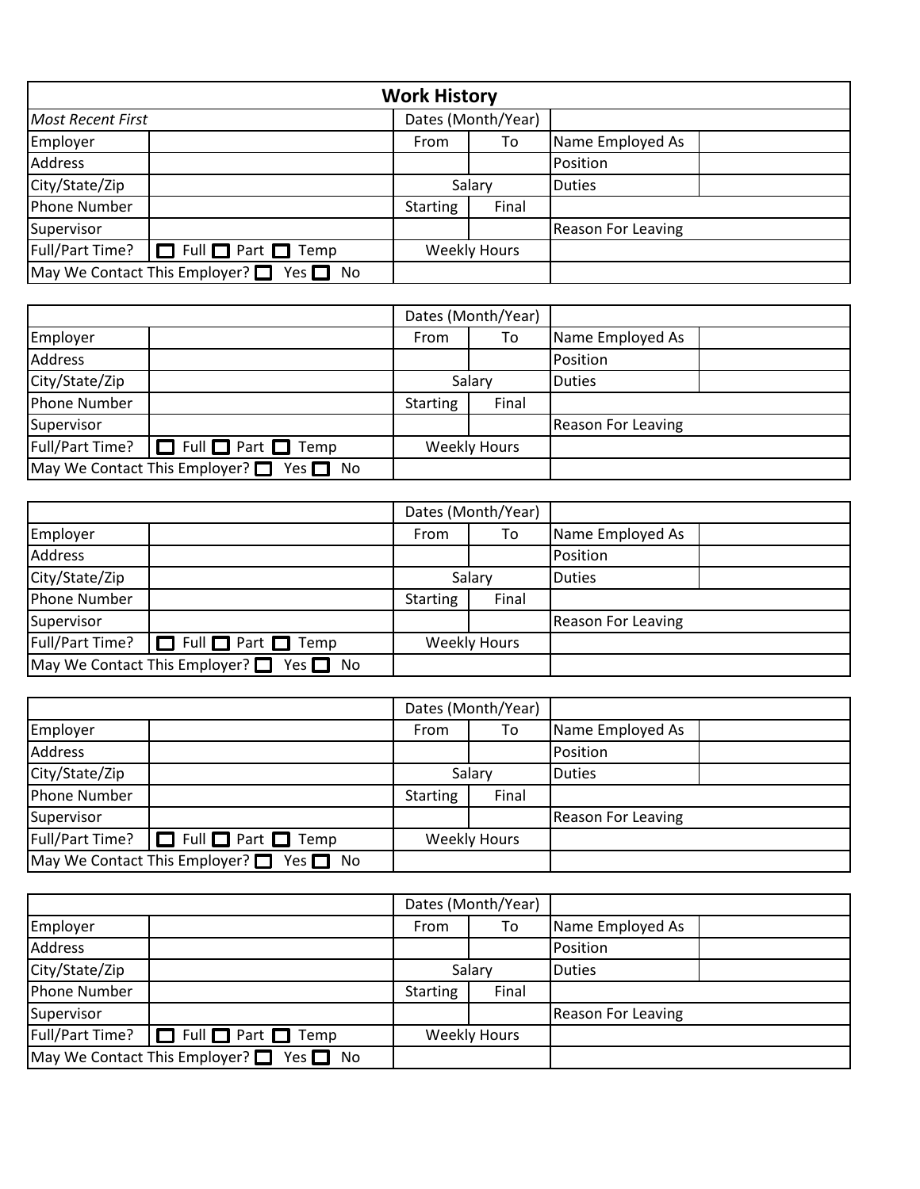## Work History

| *Most Recent First* | | Dates (Month/Year) | | | |
|---|---|---|---|---|---|
| Employer | | From | To | Name Employed As | |
| Address | | | | Position | |
| City/State/Zip | | Salary | | Duties | |
| Phone Number | | Starting | Final | | |
| Supervisor | | | | Reason For Leaving | |
| Full/Part Time? | ☐ Full ☐ Part ☐ Temp | Weekly Hours | | | |
| May We Contact This Employer? ☐ Yes ☐ No | | | | | |

| | | Dates (Month/Year) | | | |
|---|---|---|---|---|---|
| Employer | | From | To | Name Employed As | |
| Address | | | | Position | |
| City/State/Zip | | Salary | | Duties | |
| Phone Number | | Starting | Final | | |
| Supervisor | | | | Reason For Leaving | |
| Full/Part Time? | ☐ Full ☐ Part ☐ Temp | Weekly Hours | | | |
| May We Contact This Employer? ☐ Yes ☐ No | | | | | |

| | | Dates (Month/Year) | | | |
|---|---|---|---|---|---|
| Employer | | From | To | Name Employed As | |
| Address | | | | Position | |
| City/State/Zip | | Salary | | Duties | |
| Phone Number | | Starting | Final | | |
| Supervisor | | | | Reason For Leaving | |
| Full/Part Time? | ☐ Full ☐ Part ☐ Temp | Weekly Hours | | | |
| May We Contact This Employer? ☐ Yes ☐ No | | | | | |

| | | Dates (Month/Year) | | | |
|---|---|---|---|---|---|
| Employer | | From | To | Name Employed As | |
| Address | | | | Position | |
| City/State/Zip | | Salary | | Duties | |
| Phone Number | | Starting | Final | | |
| Supervisor | | | | Reason For Leaving | |
| Full/Part Time? | ☐ Full ☐ Part ☐ Temp | Weekly Hours | | | |
| May We Contact This Employer? ☐ Yes ☐ No | | | | | |

| | | Dates (Month/Year) | | | |
|---|---|---|---|---|---|
| Employer | | From | To | Name Employed As | |
| Address | | | | Position | |
| City/State/Zip | | Salary | | Duties | |
| Phone Number | | Starting | Final | | |
| Supervisor | | | | Reason For Leaving | |
| Full/Part Time? | ☐ Full ☐ Part ☐ Temp | Weekly Hours | | | |
| May We Contact This Employer? ☐ Yes ☐ No | | | | | |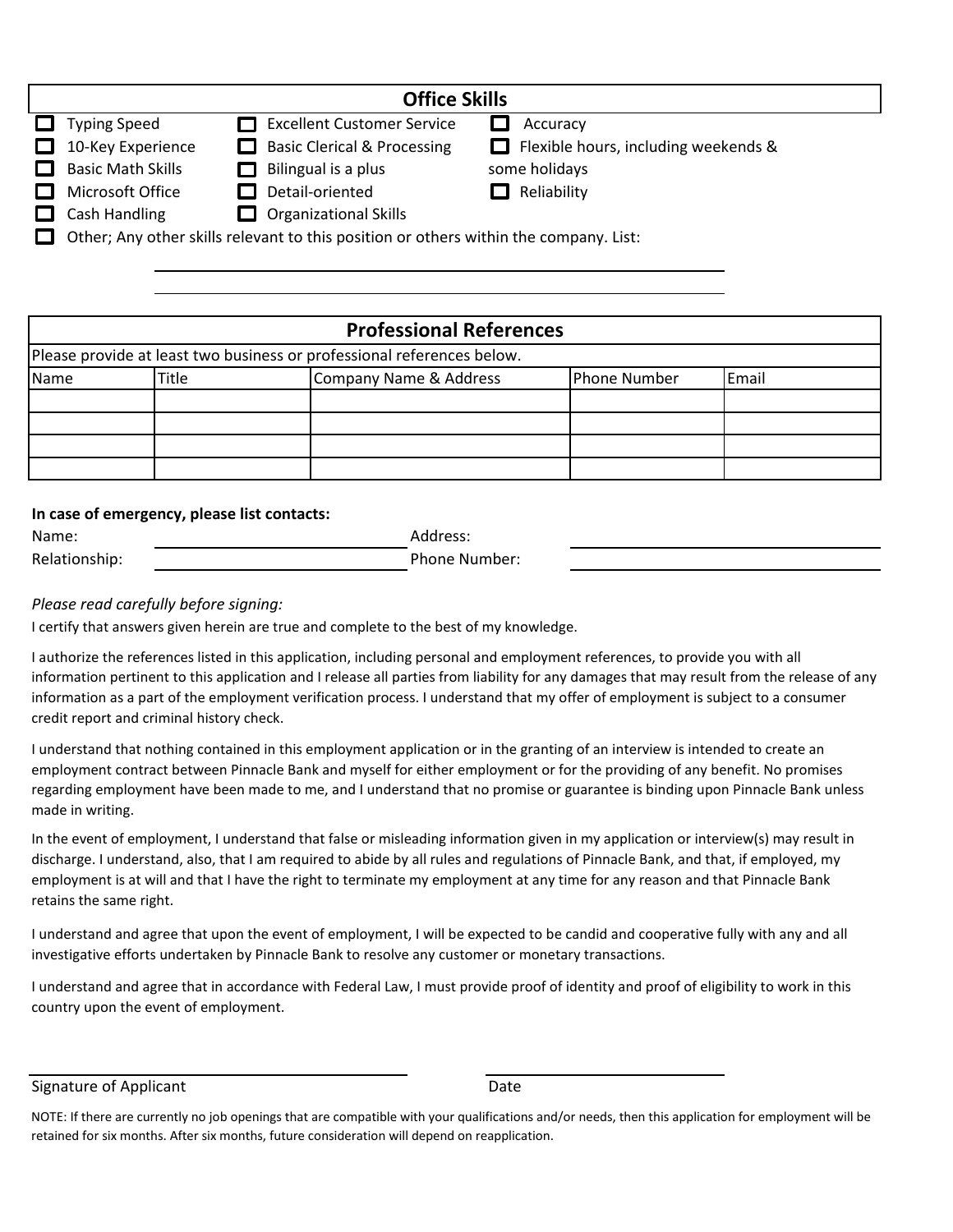## Office Skills

- ☐ Typing Speed
- ☐ 10-Key Experience
- ☐ Basic Math Skills
- ☐ Microsoft Office
- ☐ Cash Handling
- ☐ Excellent Customer Service
- ☐ Basic Clerical & Processing
- ☐ Bilingual is a plus
- ☐ Detail-oriented
- ☐ Organizational Skills
- ☐ Accuracy
- ☐ Flexible hours, including weekends & some holidays
- ☐ Reliability
- ☐ Other; Any other skills relevant to this position or others within the company. List:

\_\_\_\_\_\_\_\_\_\_\_\_\_\_\_\_\_\_\_\_\_\_\_\_\_\_\_\_\_\_\_\_\_\_\_\_\_\_\_\_\_\_\_\_\_\_\_\_

\_\_\_\_\_\_\_\_\_\_\_\_\_\_\_\_\_\_\_\_\_\_\_\_\_\_\_\_\_\_\_\_\_\_\_\_\_\_\_\_\_\_\_\_\_\_\_\_

## Professional References

Please provide at least two business or professional references below.

| Name | Title | Company Name & Address | Phone Number | Email |
|---|---|---|---|---|
| | | | | |
| | | | | |
| | | | | |
| | | | | |

**In case of emergency, please list contacts:**

Name: \_\_\_\_\_\_\_\_\_\_\_\_\_\_\_\_\_\_\_\_\_\_\_\_ Address: \_\_\_\_\_\_\_\_\_\_\_\_\_\_\_\_\_\_\_\_\_\_\_\_

Relationship: \_\_\_\_\_\_\_\_\_\_\_\_\_\_\_\_\_\_\_\_\_\_\_\_ Phone Number: \_\_\_\_\_\_\_\_\_\_\_\_\_\_\_\_\_\_\_\_\_\_\_\_

*Please read carefully before signing:*

I certify that answers given herein are true and complete to the best of my knowledge.

I authorize the references listed in this application, including personal and employment references, to provide you with all information pertinent to this application and I release all parties from liability for any damages that may result from the release of any information as a part of the employment verification process. I understand that my offer of employment is subject to a consumer credit report and criminal history check.

I understand that nothing contained in this employment application or in the granting of an interview is intended to create an employment contract between Pinnacle Bank and myself for either employment or for the providing of any benefit. No promises regarding employment have been made to me, and I understand that no promise or guarantee is binding upon Pinnacle Bank unless made in writing.

In the event of employment, I understand that false or misleading information given in my application or interview(s) may result in discharge. I understand, also, that I am required to abide by all rules and regulations of Pinnacle Bank, and that, if employed, my employment is at will and that I have the right to terminate my employment at any time for any reason and that Pinnacle Bank retains the same right.

I understand and agree that upon the event of employment, I will be expected to be candid and cooperative fully with any and all investigative efforts undertaken by Pinnacle Bank to resolve any customer or monetary transactions.

I understand and agree that in accordance with Federal Law, I must provide proof of identity and proof of eligibility to work in this country upon the event of employment.

\_\_\_\_\_\_\_\_\_\_\_\_\_\_\_\_\_\_\_\_\_\_\_\_\_\_\_\_\_\_\_\_ \_\_\_\_\_\_\_\_\_\_\_\_\_\_\_\_\_\_\_\_

Signature of Applicant Date

NOTE: If there are currently no job openings that are compatible with your qualifications and/or needs, then this application for employment will be retained for six months. After six months, future consideration will depend on reapplication.